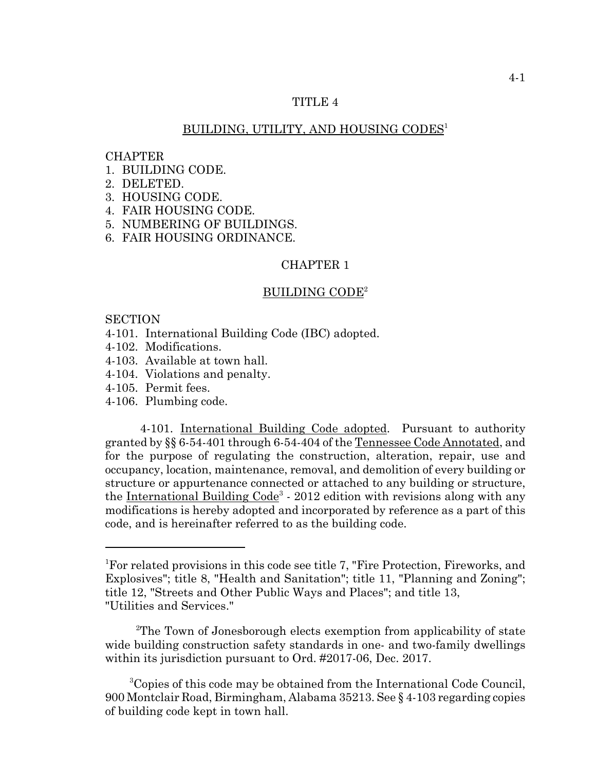# TITLE 4

## BUILDING, UTILITY, AND HOUSING CODES[1]

CHAPTER
1. BUILDING CODE.
2. DELETED.
3. HOUSING CODE.
4. FAIR HOUSING CODE.
5. NUMBERING OF BUILDINGS.
6. FAIR HOUSING ORDINANCE.

## CHAPTER 1

## BUILDING CODE[2]

SECTION
4-101. International Building Code (IBC) adopted.
4-102. Modifications.
4-103. Available at town hall.
4-104. Violations and penalty.
4-105. Permit fees.
4-106. Plumbing code.

4-101. International Building Code adopted. Pursuant to authority granted by §§ 6-54-401 through 6-54-404 of the Tennessee Code Annotated, and for the purpose of regulating the construction, alteration, repair, use and occupancy, location, maintenance, removal, and demolition of every building or structure or appurtenance connected or attached to any building or structure, the International Building Code[3] - 2012 edition with revisions along with any modifications is hereby adopted and incorporated by reference as a part of this code, and is hereinafter referred to as the building code.

---

[1]For related provisions in this code see title 7, "Fire Protection, Fireworks, and Explosives"; title 8, "Health and Sanitation"; title 11, "Planning and Zoning"; title 12, "Streets and Other Public Ways and Places"; and title 13, "Utilities and Services."

[2]The Town of Jonesborough elects exemption from applicability of state wide building construction safety standards in one- and two-family dwellings within its jurisdiction pursuant to Ord. #2017-06, Dec. 2017.

[3]Copies of this code may be obtained from the International Code Council, 900 Montclair Road, Birmingham, Alabama 35213. See § 4-103 regarding copies of building code kept in town hall.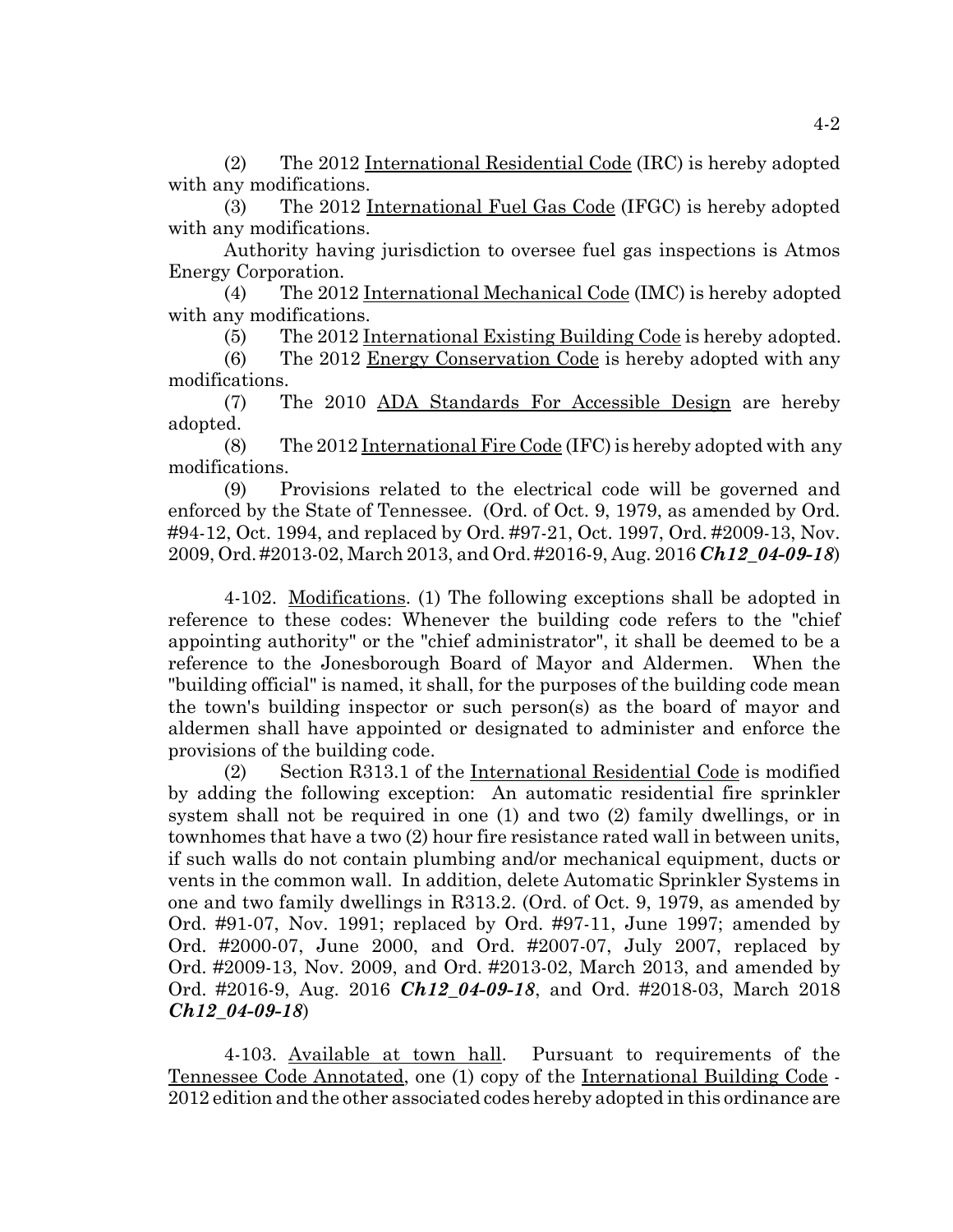(2) The 2012 International Residential Code (IRC) is hereby adopted with any modifications.

(3) The 2012 International Fuel Gas Code (IFGC) is hereby adopted with any modifications.

Authority having jurisdiction to oversee fuel gas inspections is Atmos Energy Corporation.

(4) The 2012 International Mechanical Code (IMC) is hereby adopted with any modifications.

(5) The 2012 International Existing Building Code is hereby adopted.

(6) The 2012 Energy Conservation Code is hereby adopted with any modifications.

(7) The 2010 ADA Standards For Accessible Design are hereby adopted.

(8) The 2012 International Fire Code (IFC) is hereby adopted with any modifications.

(9) Provisions related to the electrical code will be governed and enforced by the State of Tennessee. (Ord. of Oct. 9, 1979, as amended by Ord. #94-12, Oct. 1994, and replaced by Ord. #97-21, Oct. 1997, Ord. #2009-13, Nov. 2009, Ord. #2013-02, March 2013, and Ord. #2016-9, Aug. 2016 ***Ch12_04-09-18***)

4-102. Modifications. (1) The following exceptions shall be adopted in reference to these codes: Whenever the building code refers to the "chief appointing authority" or the "chief administrator", it shall be deemed to be a reference to the Jonesborough Board of Mayor and Aldermen. When the "building official" is named, it shall, for the purposes of the building code mean the town's building inspector or such person(s) as the board of mayor and aldermen shall have appointed or designated to administer and enforce the provisions of the building code.

(2) Section R313.1 of the International Residential Code is modified by adding the following exception: An automatic residential fire sprinkler system shall not be required in one (1) and two (2) family dwellings, or in townhomes that have a two (2) hour fire resistance rated wall in between units, if such walls do not contain plumbing and/or mechanical equipment, ducts or vents in the common wall. In addition, delete Automatic Sprinkler Systems in one and two family dwellings in R313.2. (Ord. of Oct. 9, 1979, as amended by Ord. #91-07, Nov. 1991; replaced by Ord. #97-11, June 1997; amended by Ord. #2000-07, June 2000, and Ord. #2007-07, July 2007, replaced by Ord. #2009-13, Nov. 2009, and Ord. #2013-02, March 2013, and amended by Ord. #2016-9, Aug. 2016 ***Ch12_04-09-18***, and Ord. #2018-03, March 2018 ***Ch12_04-09-18***)

4-103. Available at town hall. Pursuant to requirements of the Tennessee Code Annotated, one (1) copy of the International Building Code - 2012 edition and the other associated codes hereby adopted in this ordinance are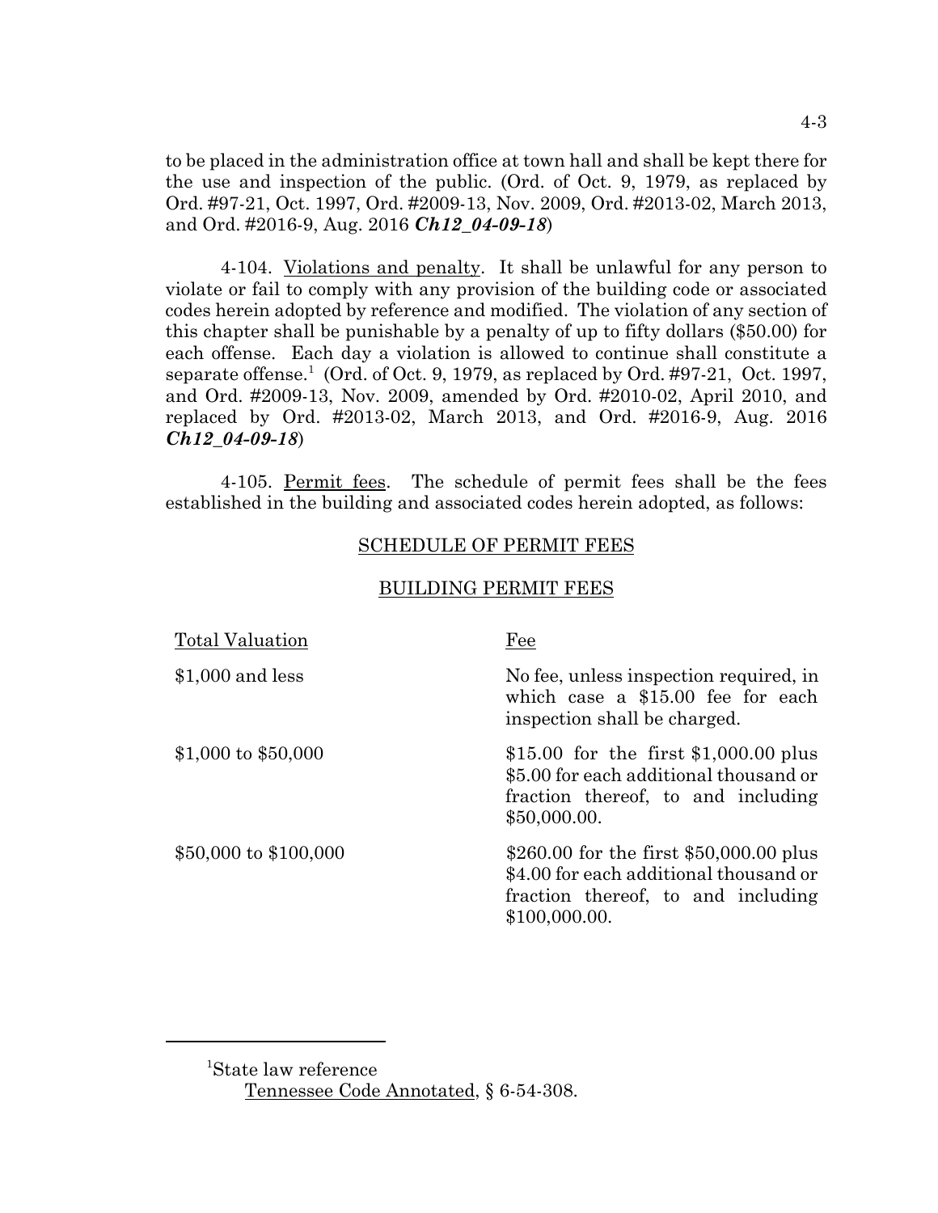to be placed in the administration office at town hall and shall be kept there for the use and inspection of the public. (Ord. of Oct. 9, 1979, as replaced by Ord. #97-21, Oct. 1997, Ord. #2009-13, Nov. 2009, Ord. #2013-02, March 2013, and Ord. #2016-9, Aug. 2016 ***Ch12_04-09-18***)

4-104. Violations and penalty. It shall be unlawful for any person to violate or fail to comply with any provision of the building code or associated codes herein adopted by reference and modified. The violation of any section of this chapter shall be punishable by a penalty of up to fifty dollars ($50.00) for each offense. Each day a violation is allowed to continue shall constitute a separate offense.[1] (Ord. of Oct. 9, 1979, as replaced by Ord. #97-21, Oct. 1997, and Ord. #2009-13, Nov. 2009, amended by Ord. #2010-02, April 2010, and replaced by Ord. #2013-02, March 2013, and Ord. #2016-9, Aug. 2016 ***Ch12_04-09-18***)

4-105. Permit fees. The schedule of permit fees shall be the fees established in the building and associated codes herein adopted, as follows:

SCHEDULE OF PERMIT FEES

BUILDING PERMIT FEES

| Total Valuation | Fee |
|---|---|
| $1,000 and less | No fee, unless inspection required, in which case a $15.00 fee for each inspection shall be charged. |
| $1,000 to $50,000 | $15.00 for the first $1,000.00 plus $5.00 for each additional thousand or fraction thereof, to and including $50,000.00. |
| $50,000 to $100,000 | $260.00 for the first $50,000.00 plus $4.00 for each additional thousand or fraction thereof, to and including $100,000.00. |

[1] State law reference

Tennessee Code Annotated, § 6-54-308.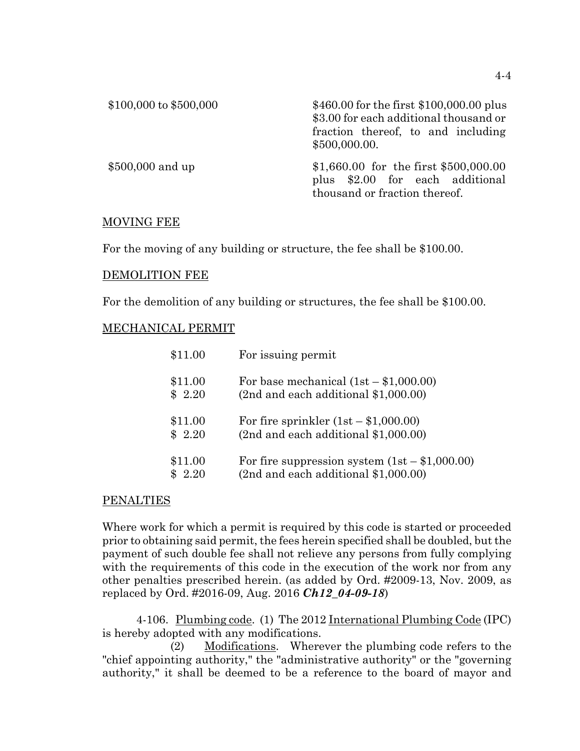| | |
|---|---|
| $100,000 to $500,000 | $460.00 for the first $100,000.00 plus $3.00 for each additional thousand or fraction thereof, to and including $500,000.00. |
| $500,000 and up | $1,660.00 for the first $500,000.00 plus $2.00 for each additional thousand or fraction thereof. |

MOVING FEE

For the moving of any building or structure, the fee shall be $100.00.

DEMOLITION FEE

For the demolition of any building or structures, the fee shall be $100.00.

MECHANICAL PERMIT

| | |
|---|---|
| $11.00 | For issuing permit |
| $11.00 | For base mechanical (1st – $1,000.00) |
| $ 2.20 | (2nd and each additional $1,000.00) |
| $11.00 | For fire sprinkler (1st – $1,000.00) |
| $ 2.20 | (2nd and each additional $1,000.00) |
| $11.00 | For fire suppression system (1st – $1,000.00) |
| $ 2.20 | (2nd and each additional $1,000.00) |

PENALTIES

Where work for which a permit is required by this code is started or proceeded prior to obtaining said permit, the fees herein specified shall be doubled, but the payment of such double fee shall not relieve any persons from fully complying with the requirements of this code in the execution of the work nor from any other penalties prescribed herein. (as added by Ord. #2009-13, Nov. 2009, as replaced by Ord. #2016-09, Aug. 2016 ***Ch12_04-09-18***)

4-106. Plumbing code. (1) The 2012 International Plumbing Code (IPC) is hereby adopted with any modifications.

(2) Modifications. Wherever the plumbing code refers to the "chief appointing authority," the "administrative authority" or the "governing authority," it shall be deemed to be a reference to the board of mayor and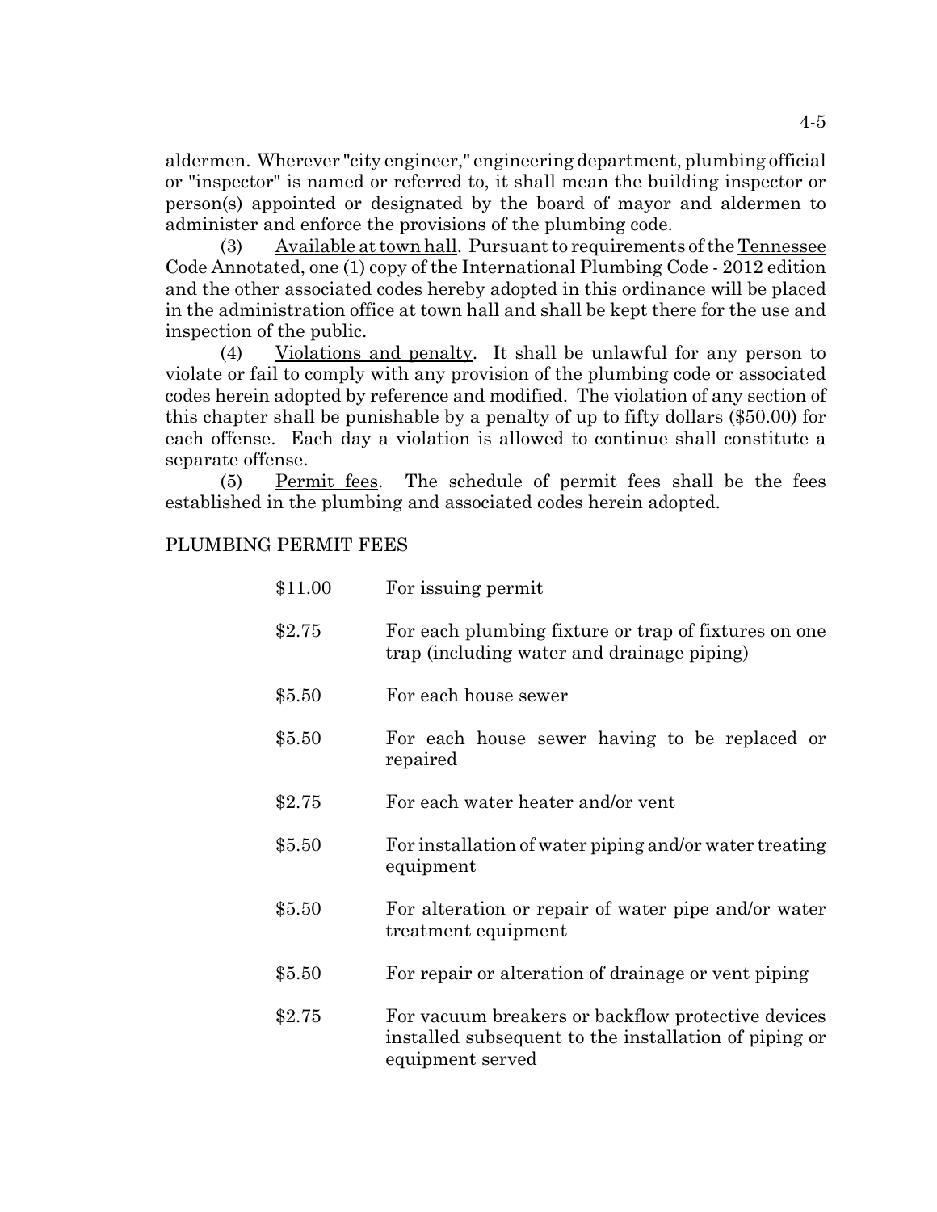aldermen. Wherever "city engineer," engineering department, plumbing official or "inspector" is named or referred to, it shall mean the building inspector or person(s) appointed or designated by the board of mayor and aldermen to administer and enforce the provisions of the plumbing code.

(3) Available at town hall. Pursuant to requirements of the Tennessee Code Annotated, one (1) copy of the International Plumbing Code - 2012 edition and the other associated codes hereby adopted in this ordinance will be placed in the administration office at town hall and shall be kept there for the use and inspection of the public.

(4) Violations and penalty. It shall be unlawful for any person to violate or fail to comply with any provision of the plumbing code or associated codes herein adopted by reference and modified. The violation of any section of this chapter shall be punishable by a penalty of up to fifty dollars ($50.00) for each offense. Each day a violation is allowed to continue shall constitute a separate offense.

(5) Permit fees. The schedule of permit fees shall be the fees established in the plumbing and associated codes herein adopted.

PLUMBING PERMIT FEES

| | |
|---|---|
| $11.00 | For issuing permit |
| $2.75 | For each plumbing fixture or trap of fixtures on one trap (including water and drainage piping) |
| $5.50 | For each house sewer |
| $5.50 | For each house sewer having to be replaced or repaired |
| $2.75 | For each water heater and/or vent |
| $5.50 | For installation of water piping and/or water treating equipment |
| $5.50 | For alteration or repair of water pipe and/or water treatment equipment |
| $5.50 | For repair or alteration of drainage or vent piping |
| $2.75 | For vacuum breakers or backflow protective devices installed subsequent to the installation of piping or equipment served |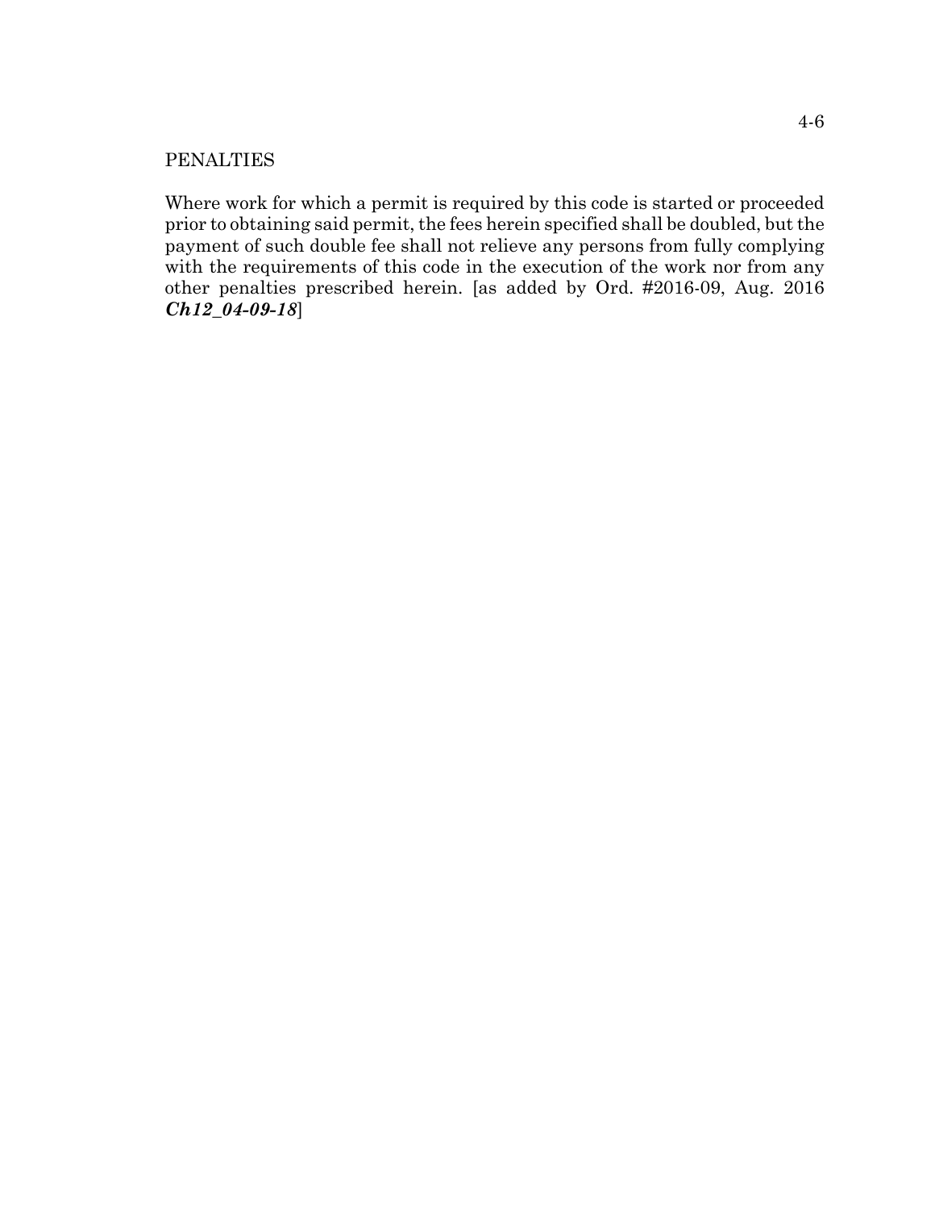PENALTIES

Where work for which a permit is required by this code is started or proceeded prior to obtaining said permit, the fees herein specified shall be doubled, but the payment of such double fee shall not relieve any persons from fully complying with the requirements of this code in the execution of the work nor from any other penalties prescribed herein. [as added by Ord. #2016-09, Aug. 2016 ***Ch12_04-09-18***]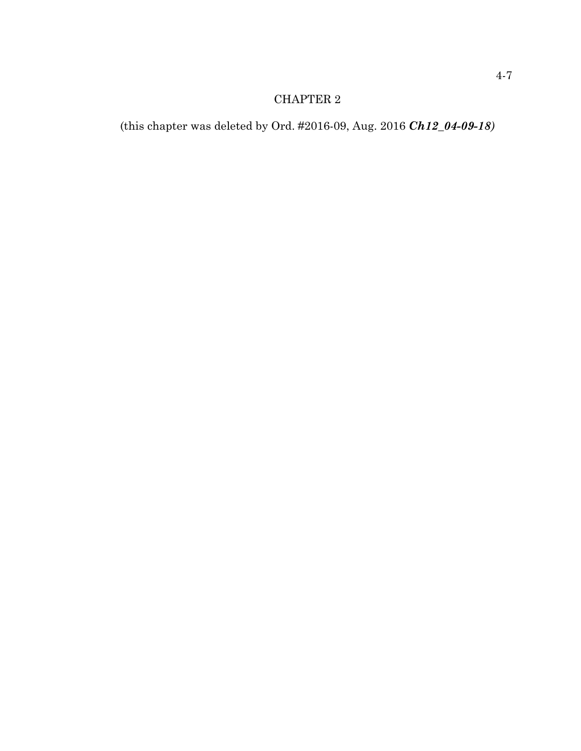# CHAPTER 2

(this chapter was deleted by Ord. #2016-09, Aug. 2016 ***Ch12_04-09-18)***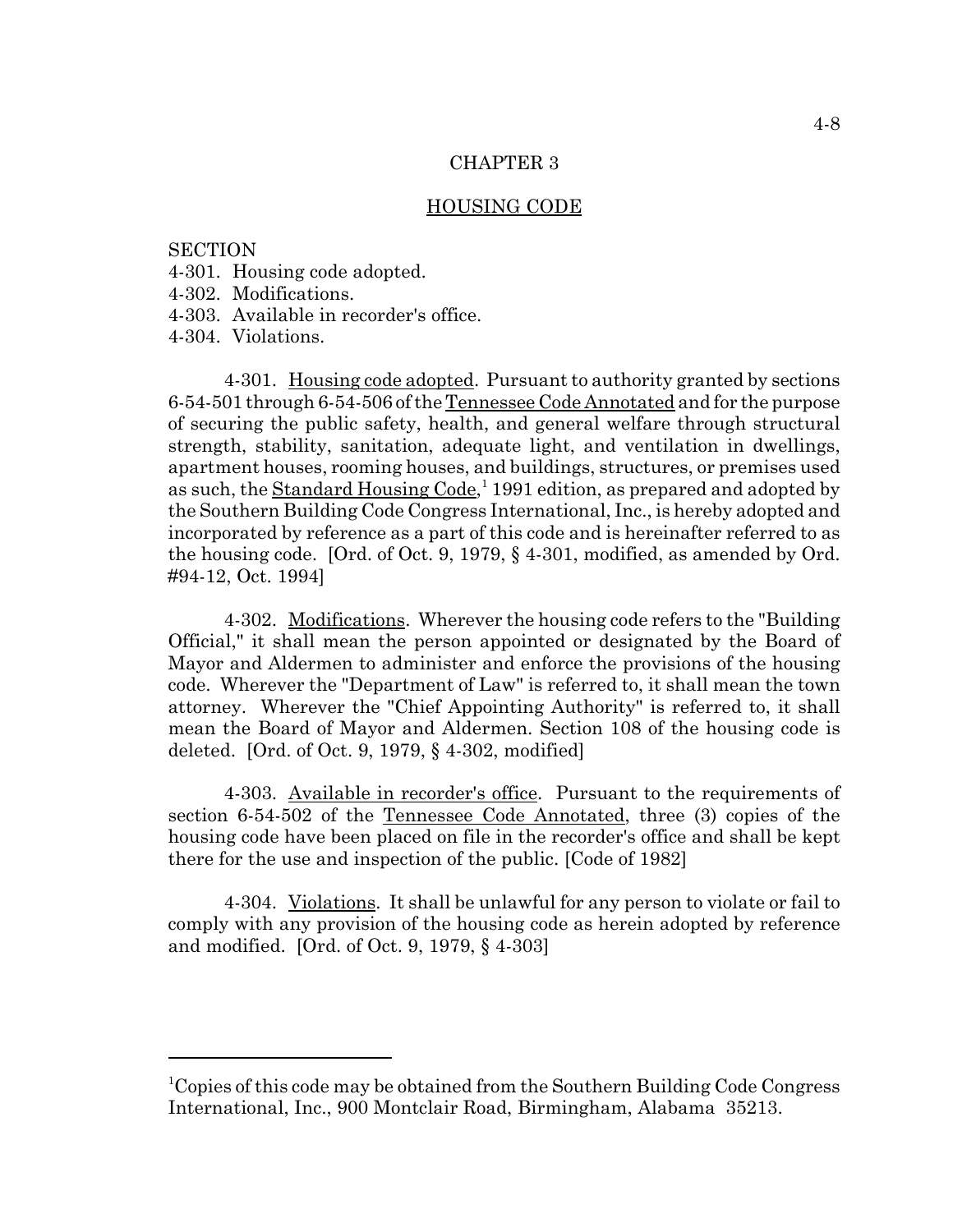# CHAPTER 3

## HOUSING CODE

SECTION
4-301. Housing code adopted.
4-302. Modifications.
4-303. Available in recorder's office.
4-304. Violations.

4-301. Housing code adopted. Pursuant to authority granted by sections 6-54-501 through 6-54-506 of the Tennessee Code Annotated and for the purpose of securing the public safety, health, and general welfare through structural strength, stability, sanitation, adequate light, and ventilation in dwellings, apartment houses, rooming houses, and buildings, structures, or premises used as such, the Standard Housing Code,[1] 1991 edition, as prepared and adopted by the Southern Building Code Congress International, Inc., is hereby adopted and incorporated by reference as a part of this code and is hereinafter referred to as the housing code. [Ord. of Oct. 9, 1979, § 4-301, modified, as amended by Ord. #94-12, Oct. 1994]

4-302. Modifications. Wherever the housing code refers to the "Building Official," it shall mean the person appointed or designated by the Board of Mayor and Aldermen to administer and enforce the provisions of the housing code. Wherever the "Department of Law" is referred to, it shall mean the town attorney. Wherever the "Chief Appointing Authority" is referred to, it shall mean the Board of Mayor and Aldermen. Section 108 of the housing code is deleted. [Ord. of Oct. 9, 1979, § 4-302, modified]

4-303. Available in recorder's office. Pursuant to the requirements of section 6-54-502 of the Tennessee Code Annotated, three (3) copies of the housing code have been placed on file in the recorder's office and shall be kept there for the use and inspection of the public. [Code of 1982]

4-304. Violations. It shall be unlawful for any person to violate or fail to comply with any provision of the housing code as herein adopted by reference and modified. [Ord. of Oct. 9, 1979, § 4-303]

---

[1] Copies of this code may be obtained from the Southern Building Code Congress International, Inc., 900 Montclair Road, Birmingham, Alabama 35213.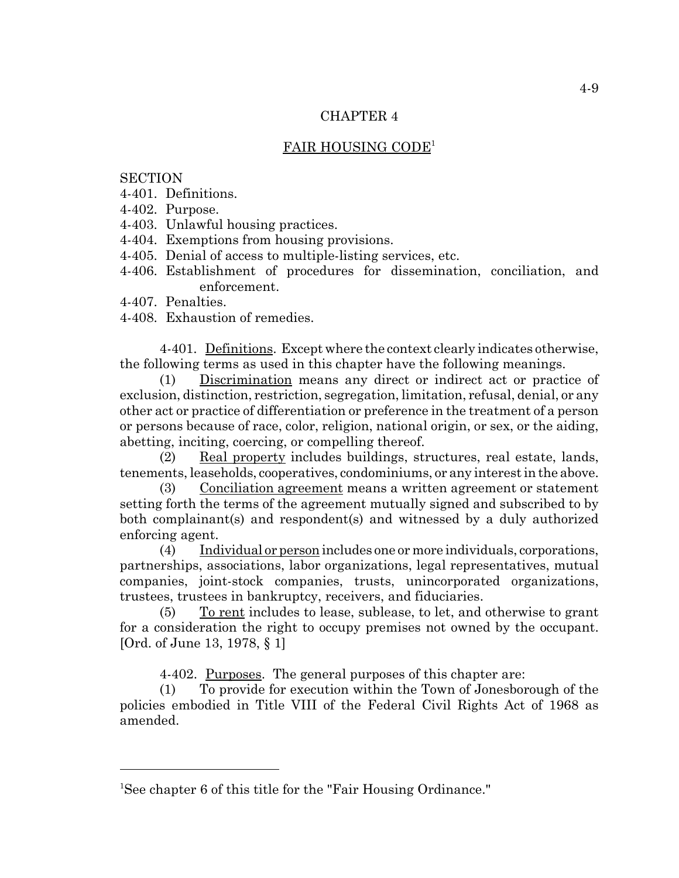## CHAPTER 4

## FAIR HOUSING CODE[1]

SECTION
4-401. Definitions.
4-402. Purpose.
4-403. Unlawful housing practices.
4-404. Exemptions from housing provisions.
4-405. Denial of access to multiple-listing services, etc.
4-406. Establishment of procedures for dissemination, conciliation, and enforcement.
4-407. Penalties.
4-408. Exhaustion of remedies.

4-401. Definitions. Except where the context clearly indicates otherwise, the following terms as used in this chapter have the following meanings.

(1) Discrimination means any direct or indirect act or practice of exclusion, distinction, restriction, segregation, limitation, refusal, denial, or any other act or practice of differentiation or preference in the treatment of a person or persons because of race, color, religion, national origin, or sex, or the aiding, abetting, inciting, coercing, or compelling thereof.

(2) Real property includes buildings, structures, real estate, lands, tenements, leaseholds, cooperatives, condominiums, or any interest in the above.

(3) Conciliation agreement means a written agreement or statement setting forth the terms of the agreement mutually signed and subscribed to by both complainant(s) and respondent(s) and witnessed by a duly authorized enforcing agent.

(4) Individual or person includes one or more individuals, corporations, partnerships, associations, labor organizations, legal representatives, mutual companies, joint-stock companies, trusts, unincorporated organizations, trustees, trustees in bankruptcy, receivers, and fiduciaries.

(5) To rent includes to lease, sublease, to let, and otherwise to grant for a consideration the right to occupy premises not owned by the occupant. [Ord. of June 13, 1978, § 1]

4-402. Purposes. The general purposes of this chapter are:

(1) To provide for execution within the Town of Jonesborough of the policies embodied in Title VIII of the Federal Civil Rights Act of 1968 as amended.

---

[1]See chapter 6 of this title for the "Fair Housing Ordinance."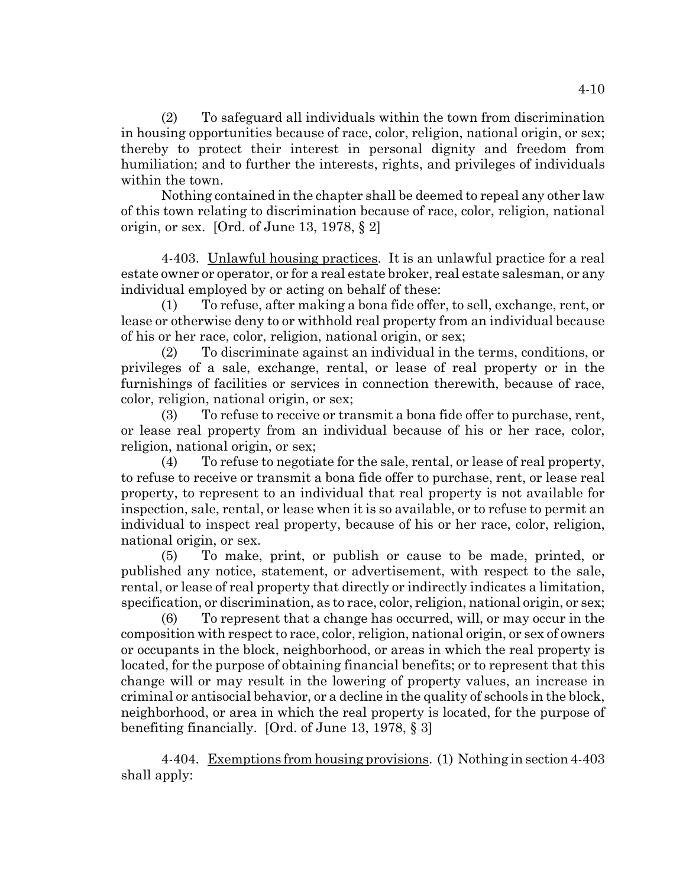(2) To safeguard all individuals within the town from discrimination in housing opportunities because of race, color, religion, national origin, or sex; thereby to protect their interest in personal dignity and freedom from humiliation; and to further the interests, rights, and privileges of individuals within the town.

Nothing contained in the chapter shall be deemed to repeal any other law of this town relating to discrimination because of race, color, religion, national origin, or sex. [Ord. of June 13, 1978, § 2]

4-403. Unlawful housing practices. It is an unlawful practice for a real estate owner or operator, or for a real estate broker, real estate salesman, or any individual employed by or acting on behalf of these:

(1) To refuse, after making a bona fide offer, to sell, exchange, rent, or lease or otherwise deny to or withhold real property from an individual because of his or her race, color, religion, national origin, or sex;

(2) To discriminate against an individual in the terms, conditions, or privileges of a sale, exchange, rental, or lease of real property or in the furnishings of facilities or services in connection therewith, because of race, color, religion, national origin, or sex;

(3) To refuse to receive or transmit a bona fide offer to purchase, rent, or lease real property from an individual because of his or her race, color, religion, national origin, or sex;

(4) To refuse to negotiate for the sale, rental, or lease of real property, to refuse to receive or transmit a bona fide offer to purchase, rent, or lease real property, to represent to an individual that real property is not available for inspection, sale, rental, or lease when it is so available, or to refuse to permit an individual to inspect real property, because of his or her race, color, religion, national origin, or sex.

(5) To make, print, or publish or cause to be made, printed, or published any notice, statement, or advertisement, with respect to the sale, rental, or lease of real property that directly or indirectly indicates a limitation, specification, or discrimination, as to race, color, religion, national origin, or sex;

(6) To represent that a change has occurred, will, or may occur in the composition with respect to race, color, religion, national origin, or sex of owners or occupants in the block, neighborhood, or areas in which the real property is located, for the purpose of obtaining financial benefits; or to represent that this change will or may result in the lowering of property values, an increase in criminal or antisocial behavior, or a decline in the quality of schools in the block, neighborhood, or area in which the real property is located, for the purpose of benefiting financially. [Ord. of June 13, 1978, § 3]

4-404. Exemptions from housing provisions. (1) Nothing in section 4-403 shall apply: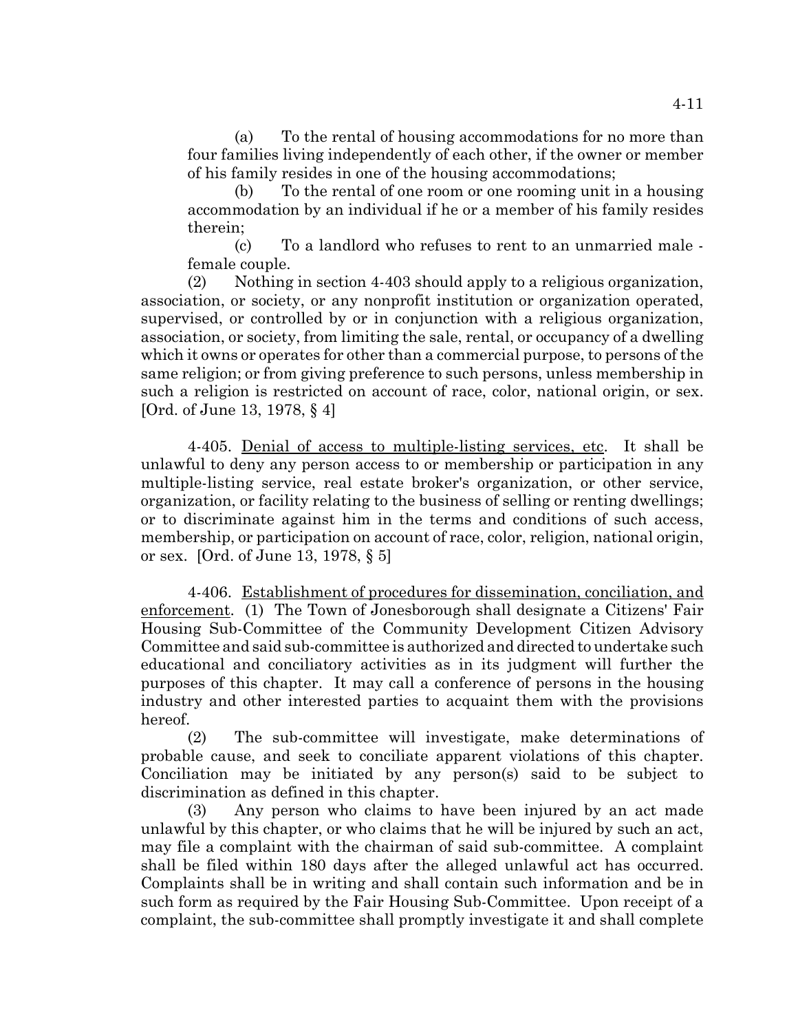(a) To the rental of housing accommodations for no more than four families living independently of each other, if the owner or member of his family resides in one of the housing accommodations;

(b) To the rental of one room or one rooming unit in a housing accommodation by an individual if he or a member of his family resides therein;

(c) To a landlord who refuses to rent to an unmarried male - female couple.

(2) Nothing in section 4-403 should apply to a religious organization, association, or society, or any nonprofit institution or organization operated, supervised, or controlled by or in conjunction with a religious organization, association, or society, from limiting the sale, rental, or occupancy of a dwelling which it owns or operates for other than a commercial purpose, to persons of the same religion; or from giving preference to such persons, unless membership in such a religion is restricted on account of race, color, national origin, or sex. [Ord. of June 13, 1978, § 4]

4-405. Denial of access to multiple-listing services, etc. It shall be unlawful to deny any person access to or membership or participation in any multiple-listing service, real estate broker's organization, or other service, organization, or facility relating to the business of selling or renting dwellings; or to discriminate against him in the terms and conditions of such access, membership, or participation on account of race, color, religion, national origin, or sex. [Ord. of June 13, 1978, § 5]

4-406. Establishment of procedures for dissemination, conciliation, and enforcement. (1) The Town of Jonesborough shall designate a Citizens' Fair Housing Sub-Committee of the Community Development Citizen Advisory Committee and said sub-committee is authorized and directed to undertake such educational and conciliatory activities as in its judgment will further the purposes of this chapter. It may call a conference of persons in the housing industry and other interested parties to acquaint them with the provisions hereof.

(2) The sub-committee will investigate, make determinations of probable cause, and seek to conciliate apparent violations of this chapter. Conciliation may be initiated by any person(s) said to be subject to discrimination as defined in this chapter.

(3) Any person who claims to have been injured by an act made unlawful by this chapter, or who claims that he will be injured by such an act, may file a complaint with the chairman of said sub-committee. A complaint shall be filed within 180 days after the alleged unlawful act has occurred. Complaints shall be in writing and shall contain such information and be in such form as required by the Fair Housing Sub-Committee. Upon receipt of a complaint, the sub-committee shall promptly investigate it and shall complete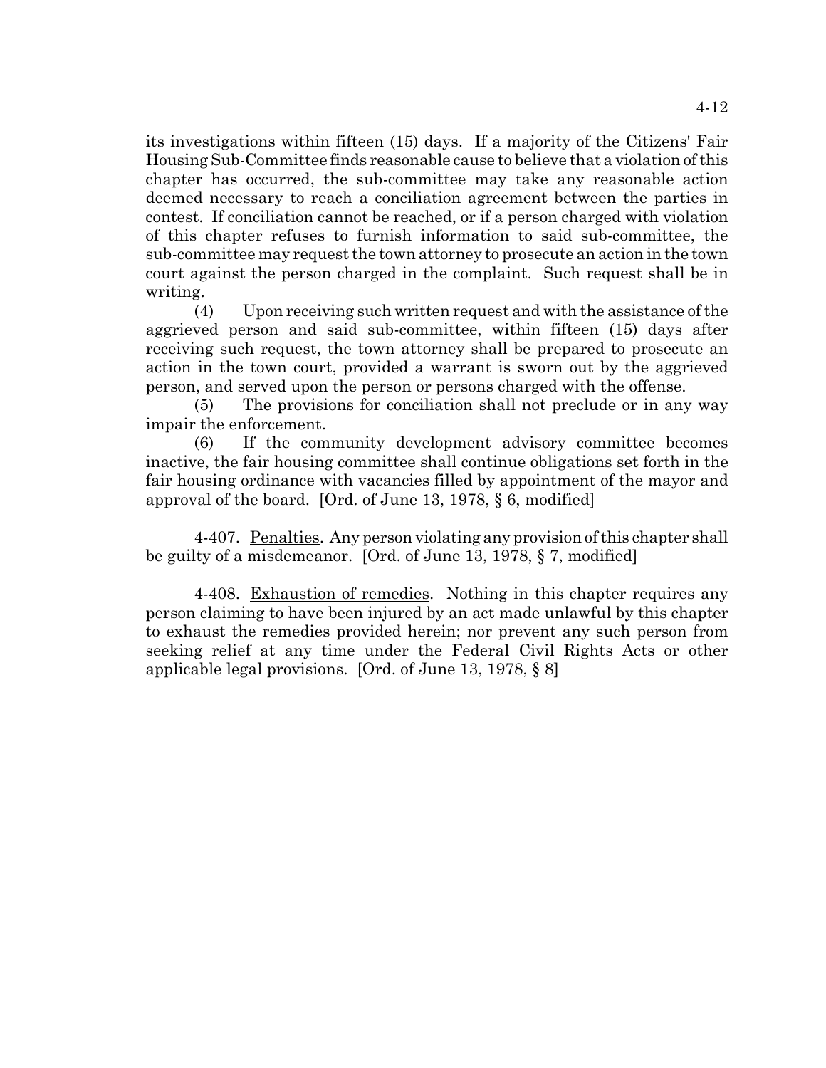its investigations within fifteen (15) days. If a majority of the Citizens' Fair Housing Sub-Committee finds reasonable cause to believe that a violation of this chapter has occurred, the sub-committee may take any reasonable action deemed necessary to reach a conciliation agreement between the parties in contest. If conciliation cannot be reached, or if a person charged with violation of this chapter refuses to furnish information to said sub-committee, the sub-committee may request the town attorney to prosecute an action in the town court against the person charged in the complaint. Such request shall be in writing.

(4) Upon receiving such written request and with the assistance of the aggrieved person and said sub-committee, within fifteen (15) days after receiving such request, the town attorney shall be prepared to prosecute an action in the town court, provided a warrant is sworn out by the aggrieved person, and served upon the person or persons charged with the offense.

(5) The provisions for conciliation shall not preclude or in any way impair the enforcement.

(6) If the community development advisory committee becomes inactive, the fair housing committee shall continue obligations set forth in the fair housing ordinance with vacancies filled by appointment of the mayor and approval of the board. [Ord. of June 13, 1978, § 6, modified]

4-407. Penalties. Any person violating any provision of this chapter shall be guilty of a misdemeanor. [Ord. of June 13, 1978, § 7, modified]

4-408. Exhaustion of remedies. Nothing in this chapter requires any person claiming to have been injured by an act made unlawful by this chapter to exhaust the remedies provided herein; nor prevent any such person from seeking relief at any time under the Federal Civil Rights Acts or other applicable legal provisions. [Ord. of June 13, 1978, § 8]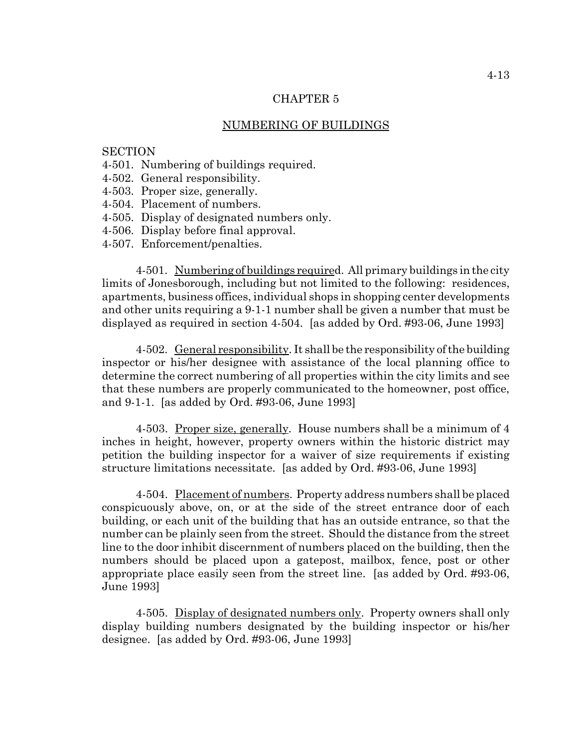# CHAPTER 5

## NUMBERING OF BUILDINGS

SECTION
4-501. Numbering of buildings required.
4-502. General responsibility.
4-503. Proper size, generally.
4-504. Placement of numbers.
4-505. Display of designated numbers only.
4-506. Display before final approval.
4-507. Enforcement/penalties.

4-501. Numbering of buildings required. All primary buildings in the city limits of Jonesborough, including but not limited to the following: residences, apartments, business offices, individual shops in shopping center developments and other units requiring a 9-1-1 number shall be given a number that must be displayed as required in section 4-504. [as added by Ord. #93-06, June 1993]

4-502. General responsibility. It shall be the responsibility of the building inspector or his/her designee with assistance of the local planning office to determine the correct numbering of all properties within the city limits and see that these numbers are properly communicated to the homeowner, post office, and 9-1-1. [as added by Ord. #93-06, June 1993]

4-503. Proper size, generally. House numbers shall be a minimum of 4 inches in height, however, property owners within the historic district may petition the building inspector for a waiver of size requirements if existing structure limitations necessitate. [as added by Ord. #93-06, June 1993]

4-504. Placement of numbers. Property address numbers shall be placed conspicuously above, on, or at the side of the street entrance door of each building, or each unit of the building that has an outside entrance, so that the number can be plainly seen from the street. Should the distance from the street line to the door inhibit discernment of numbers placed on the building, then the numbers should be placed upon a gatepost, mailbox, fence, post or other appropriate place easily seen from the street line. [as added by Ord. #93-06, June 1993]

4-505. Display of designated numbers only. Property owners shall only display building numbers designated by the building inspector or his/her designee. [as added by Ord. #93-06, June 1993]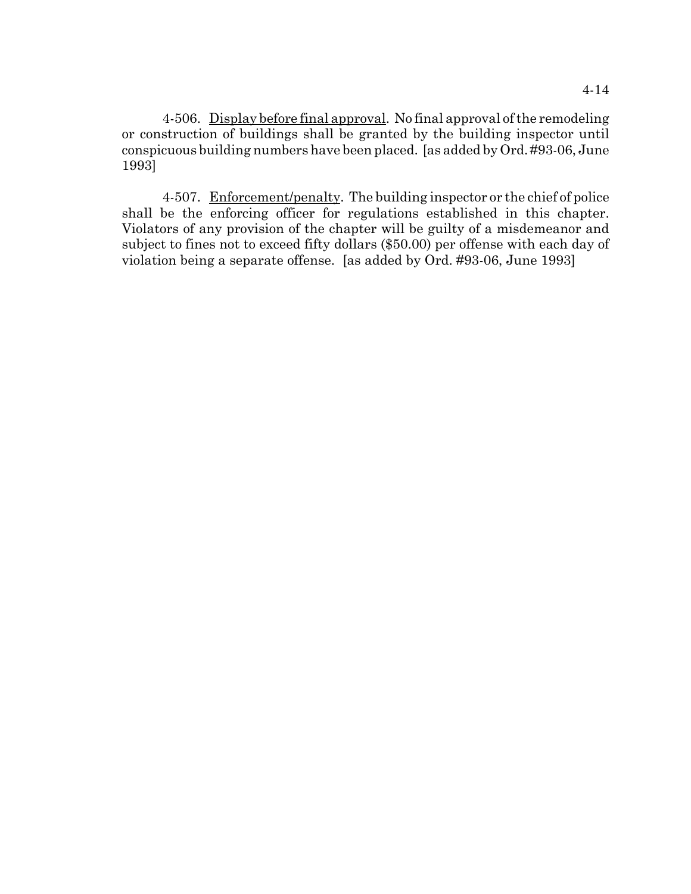4-506. Display before final approval. No final approval of the remodeling or construction of buildings shall be granted by the building inspector until conspicuous building numbers have been placed. [as added by Ord. #93-06, June 1993]

4-507. Enforcement/penalty. The building inspector or the chief of police shall be the enforcing officer for regulations established in this chapter. Violators of any provision of the chapter will be guilty of a misdemeanor and subject to fines not to exceed fifty dollars ($50.00) per offense with each day of violation being a separate offense. [as added by Ord. #93-06, June 1993]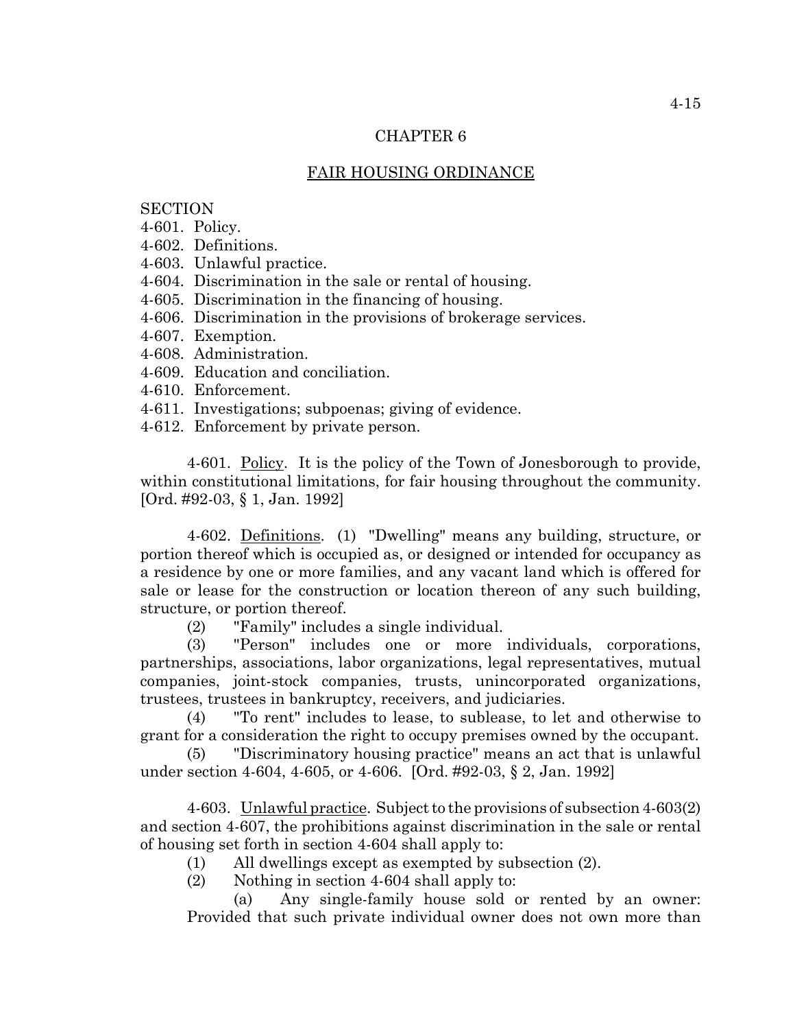## CHAPTER 6

## FAIR HOUSING ORDINANCE

SECTION
4-601. Policy.
4-602. Definitions.
4-603. Unlawful practice.
4-604. Discrimination in the sale or rental of housing.
4-605. Discrimination in the financing of housing.
4-606. Discrimination in the provisions of brokerage services.
4-607. Exemption.
4-608. Administration.
4-609. Education and conciliation.
4-610. Enforcement.
4-611. Investigations; subpoenas; giving of evidence.
4-612. Enforcement by private person.

4-601. Policy. It is the policy of the Town of Jonesborough to provide, within constitutional limitations, for fair housing throughout the community. [Ord. #92-03, § 1, Jan. 1992]

4-602. Definitions. (1) "Dwelling" means any building, structure, or portion thereof which is occupied as, or designed or intended for occupancy as a residence by one or more families, and any vacant land which is offered for sale or lease for the construction or location thereon of any such building, structure, or portion thereof.

(2) "Family" includes a single individual.

(3) "Person" includes one or more individuals, corporations, partnerships, associations, labor organizations, legal representatives, mutual companies, joint-stock companies, trusts, unincorporated organizations, trustees, trustees in bankruptcy, receivers, and judiciaries.

(4) "To rent" includes to lease, to sublease, to let and otherwise to grant for a consideration the right to occupy premises owned by the occupant.

(5) "Discriminatory housing practice" means an act that is unlawful under section 4-604, 4-605, or 4-606. [Ord. #92-03, § 2, Jan. 1992]

4-603. Unlawful practice. Subject to the provisions of subsection 4-603(2) and section 4-607, the prohibitions against discrimination in the sale or rental of housing set forth in section 4-604 shall apply to:

(1) All dwellings except as exempted by subsection (2).

(2) Nothing in section 4-604 shall apply to:

(a) Any single-family house sold or rented by an owner: Provided that such private individual owner does not own more than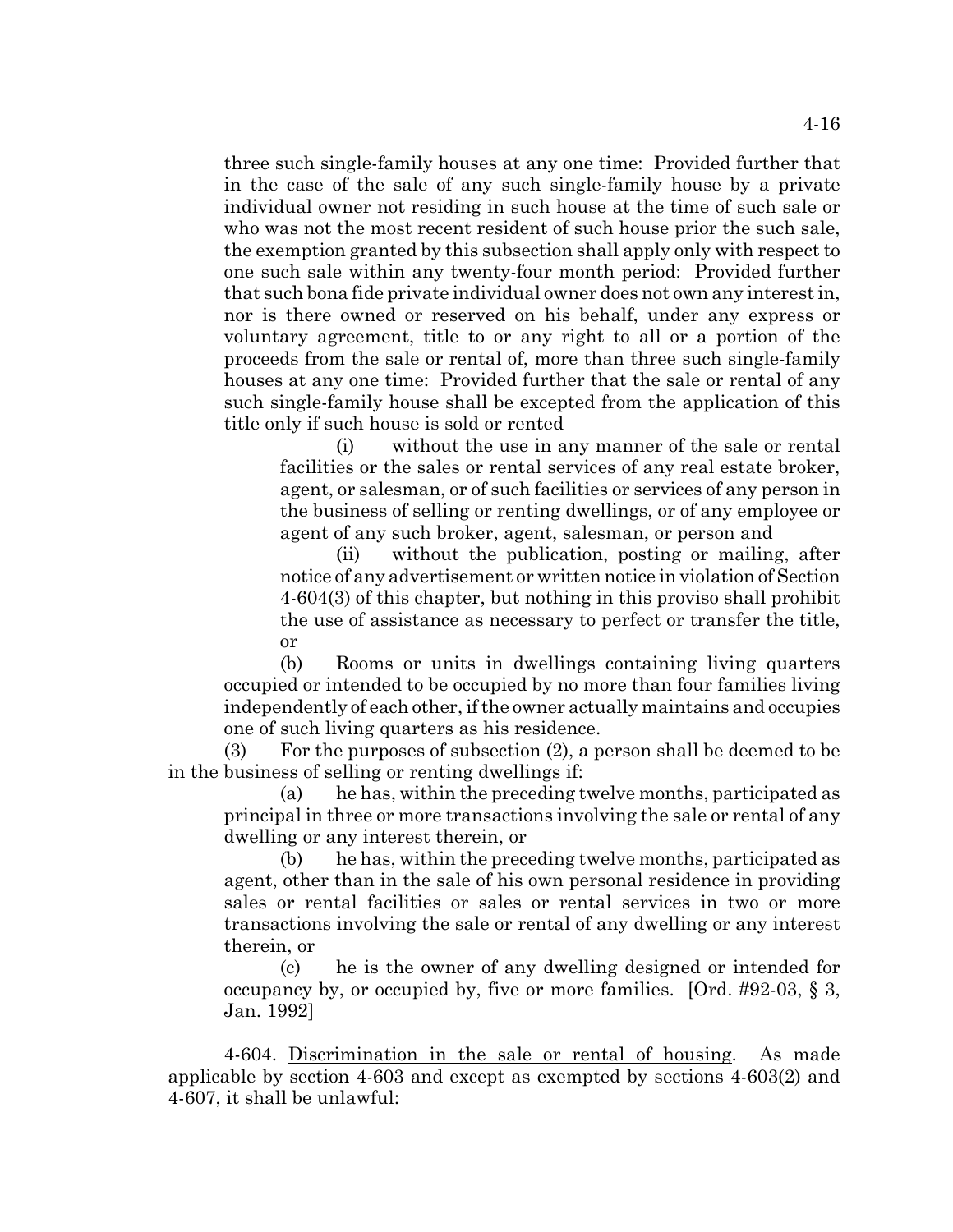three such single-family houses at any one time: Provided further that in the case of the sale of any such single-family house by a private individual owner not residing in such house at the time of such sale or who was not the most recent resident of such house prior the such sale, the exemption granted by this subsection shall apply only with respect to one such sale within any twenty-four month period: Provided further that such bona fide private individual owner does not own any interest in, nor is there owned or reserved on his behalf, under any express or voluntary agreement, title to or any right to all or a portion of the proceeds from the sale or rental of, more than three such single-family houses at any one time: Provided further that the sale or rental of any such single-family house shall be excepted from the application of this title only if such house is sold or rented

(i) without the use in any manner of the sale or rental facilities or the sales or rental services of any real estate broker, agent, or salesman, or of such facilities or services of any person in the business of selling or renting dwellings, or of any employee or agent of any such broker, agent, salesman, or person and

(ii) without the publication, posting or mailing, after notice of any advertisement or written notice in violation of Section 4-604(3) of this chapter, but nothing in this proviso shall prohibit the use of assistance as necessary to perfect or transfer the title, or

(b) Rooms or units in dwellings containing living quarters occupied or intended to be occupied by no more than four families living independently of each other, if the owner actually maintains and occupies one of such living quarters as his residence.

(3) For the purposes of subsection (2), a person shall be deemed to be in the business of selling or renting dwellings if:

(a) he has, within the preceding twelve months, participated as principal in three or more transactions involving the sale or rental of any dwelling or any interest therein, or

(b) he has, within the preceding twelve months, participated as agent, other than in the sale of his own personal residence in providing sales or rental facilities or sales or rental services in two or more transactions involving the sale or rental of any dwelling or any interest therein, or

(c) he is the owner of any dwelling designed or intended for occupancy by, or occupied by, five or more families. [Ord. #92-03, § 3, Jan. 1992]

4-604. <u>Discrimination in the sale or rental of housing</u>. As made applicable by section 4-603 and except as exempted by sections 4-603(2) and 4-607, it shall be unlawful: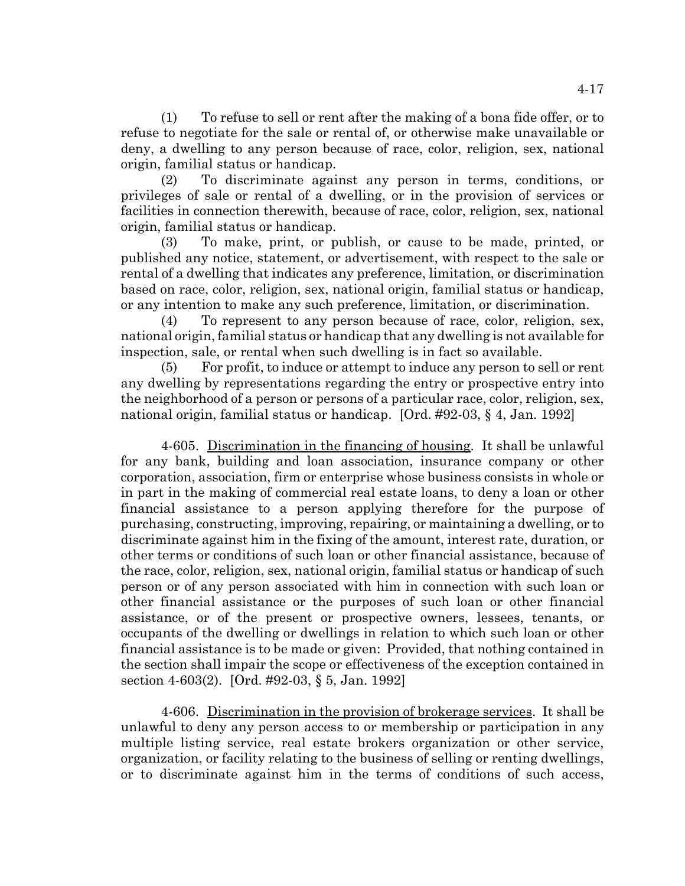(1) To refuse to sell or rent after the making of a bona fide offer, or to refuse to negotiate for the sale or rental of, or otherwise make unavailable or deny, a dwelling to any person because of race, color, religion, sex, national origin, familial status or handicap.

(2) To discriminate against any person in terms, conditions, or privileges of sale or rental of a dwelling, or in the provision of services or facilities in connection therewith, because of race, color, religion, sex, national origin, familial status or handicap.

(3) To make, print, or publish, or cause to be made, printed, or published any notice, statement, or advertisement, with respect to the sale or rental of a dwelling that indicates any preference, limitation, or discrimination based on race, color, religion, sex, national origin, familial status or handicap, or any intention to make any such preference, limitation, or discrimination.

(4) To represent to any person because of race, color, religion, sex, national origin, familial status or handicap that any dwelling is not available for inspection, sale, or rental when such dwelling is in fact so available.

(5) For profit, to induce or attempt to induce any person to sell or rent any dwelling by representations regarding the entry or prospective entry into the neighborhood of a person or persons of a particular race, color, religion, sex, national origin, familial status or handicap. [Ord. #92-03, § 4, Jan. 1992]

4-605. Discrimination in the financing of housing. It shall be unlawful for any bank, building and loan association, insurance company or other corporation, association, firm or enterprise whose business consists in whole or in part in the making of commercial real estate loans, to deny a loan or other financial assistance to a person applying therefore for the purpose of purchasing, constructing, improving, repairing, or maintaining a dwelling, or to discriminate against him in the fixing of the amount, interest rate, duration, or other terms or conditions of such loan or other financial assistance, because of the race, color, religion, sex, national origin, familial status or handicap of such person or of any person associated with him in connection with such loan or other financial assistance or the purposes of such loan or other financial assistance, or of the present or prospective owners, lessees, tenants, or occupants of the dwelling or dwellings in relation to which such loan or other financial assistance is to be made or given: Provided, that nothing contained in the section shall impair the scope or effectiveness of the exception contained in section 4-603(2). [Ord. #92-03, § 5, Jan. 1992]

4-606. Discrimination in the provision of brokerage services. It shall be unlawful to deny any person access to or membership or participation in any multiple listing service, real estate brokers organization or other service, organization, or facility relating to the business of selling or renting dwellings, or to discriminate against him in the terms of conditions of such access,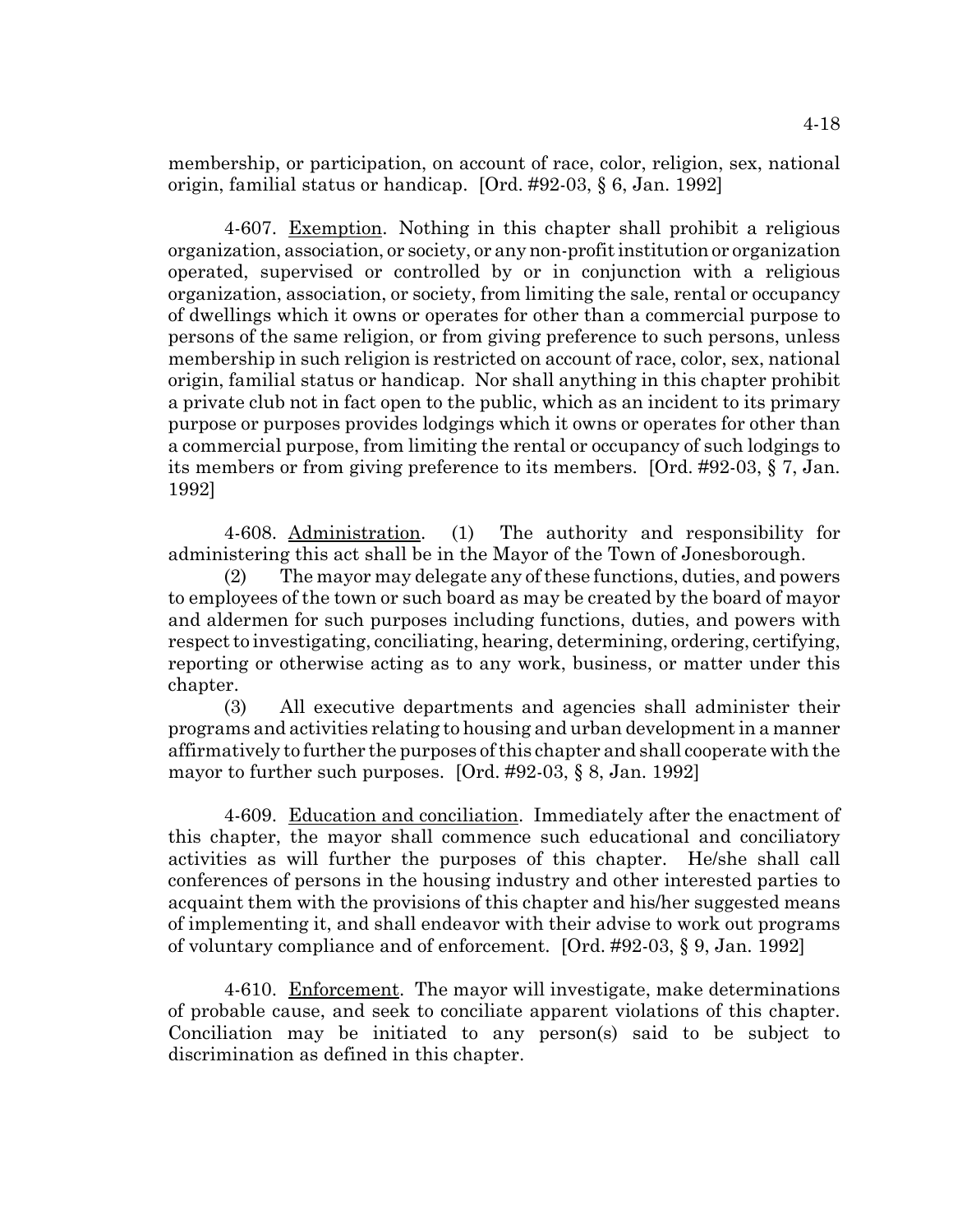membership, or participation, on account of race, color, religion, sex, national origin, familial status or handicap. [Ord. #92-03, § 6, Jan. 1992]

4-607. Exemption. Nothing in this chapter shall prohibit a religious organization, association, or society, or any non-profit institution or organization operated, supervised or controlled by or in conjunction with a religious organization, association, or society, from limiting the sale, rental or occupancy of dwellings which it owns or operates for other than a commercial purpose to persons of the same religion, or from giving preference to such persons, unless membership in such religion is restricted on account of race, color, sex, national origin, familial status or handicap. Nor shall anything in this chapter prohibit a private club not in fact open to the public, which as an incident to its primary purpose or purposes provides lodgings which it owns or operates for other than a commercial purpose, from limiting the rental or occupancy of such lodgings to its members or from giving preference to its members. [Ord. #92-03, § 7, Jan. 1992]

4-608. Administration. (1) The authority and responsibility for administering this act shall be in the Mayor of the Town of Jonesborough.

(2) The mayor may delegate any of these functions, duties, and powers to employees of the town or such board as may be created by the board of mayor and aldermen for such purposes including functions, duties, and powers with respect to investigating, conciliating, hearing, determining, ordering, certifying, reporting or otherwise acting as to any work, business, or matter under this chapter.

(3) All executive departments and agencies shall administer their programs and activities relating to housing and urban development in a manner affirmatively to further the purposes of this chapter and shall cooperate with the mayor to further such purposes. [Ord. #92-03, § 8, Jan. 1992]

4-609. Education and conciliation. Immediately after the enactment of this chapter, the mayor shall commence such educational and conciliatory activities as will further the purposes of this chapter. He/she shall call conferences of persons in the housing industry and other interested parties to acquaint them with the provisions of this chapter and his/her suggested means of implementing it, and shall endeavor with their advise to work out programs of voluntary compliance and of enforcement. [Ord. #92-03, § 9, Jan. 1992]

4-610. Enforcement. The mayor will investigate, make determinations of probable cause, and seek to conciliate apparent violations of this chapter. Conciliation may be initiated to any person(s) said to be subject to discrimination as defined in this chapter.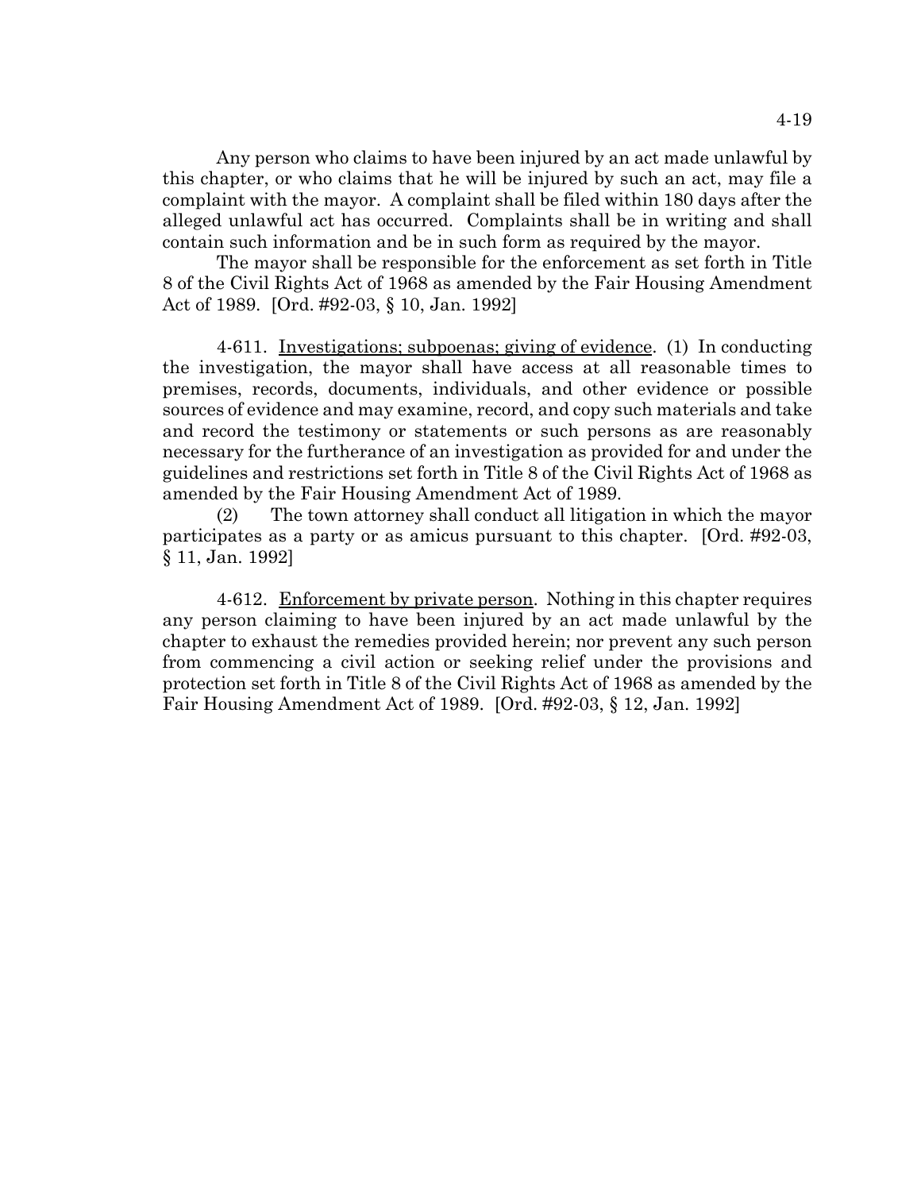Any person who claims to have been injured by an act made unlawful by this chapter, or who claims that he will be injured by such an act, may file a complaint with the mayor. A complaint shall be filed within 180 days after the alleged unlawful act has occurred. Complaints shall be in writing and shall contain such information and be in such form as required by the mayor.

The mayor shall be responsible for the enforcement as set forth in Title 8 of the Civil Rights Act of 1968 as amended by the Fair Housing Amendment Act of 1989. [Ord. #92-03, § 10, Jan. 1992]

4-611. Investigations; subpoenas; giving of evidence. (1) In conducting the investigation, the mayor shall have access at all reasonable times to premises, records, documents, individuals, and other evidence or possible sources of evidence and may examine, record, and copy such materials and take and record the testimony or statements or such persons as are reasonably necessary for the furtherance of an investigation as provided for and under the guidelines and restrictions set forth in Title 8 of the Civil Rights Act of 1968 as amended by the Fair Housing Amendment Act of 1989.

(2) The town attorney shall conduct all litigation in which the mayor participates as a party or as amicus pursuant to this chapter. [Ord. #92-03, § 11, Jan. 1992]

4-612. Enforcement by private person. Nothing in this chapter requires any person claiming to have been injured by an act made unlawful by the chapter to exhaust the remedies provided herein; nor prevent any such person from commencing a civil action or seeking relief under the provisions and protection set forth in Title 8 of the Civil Rights Act of 1968 as amended by the Fair Housing Amendment Act of 1989. [Ord. #92-03, § 12, Jan. 1992]